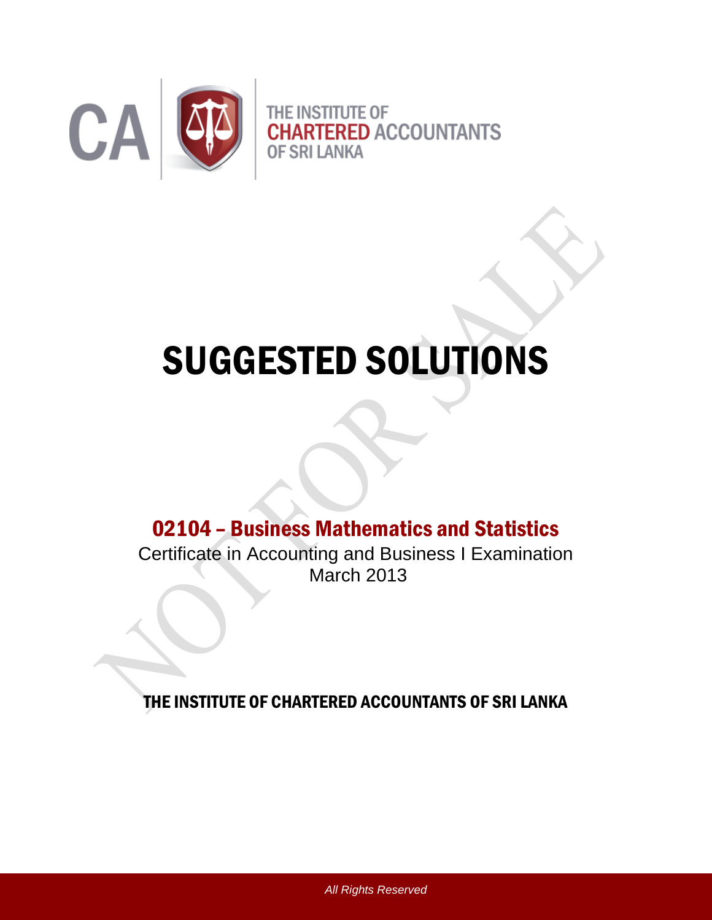CA

THE INSTITUTE OF
CHARTERED ACCOUNTANTS
OF SRI LANKA

# SUGGESTED SOLUTIONS

## 02104 – Business Mathematics and Statistics

Certificate in Accounting and Business I Examination
March 2013

**THE INSTITUTE OF CHARTERED ACCOUNTANTS OF SRI LANKA**

*All Rights Reserved*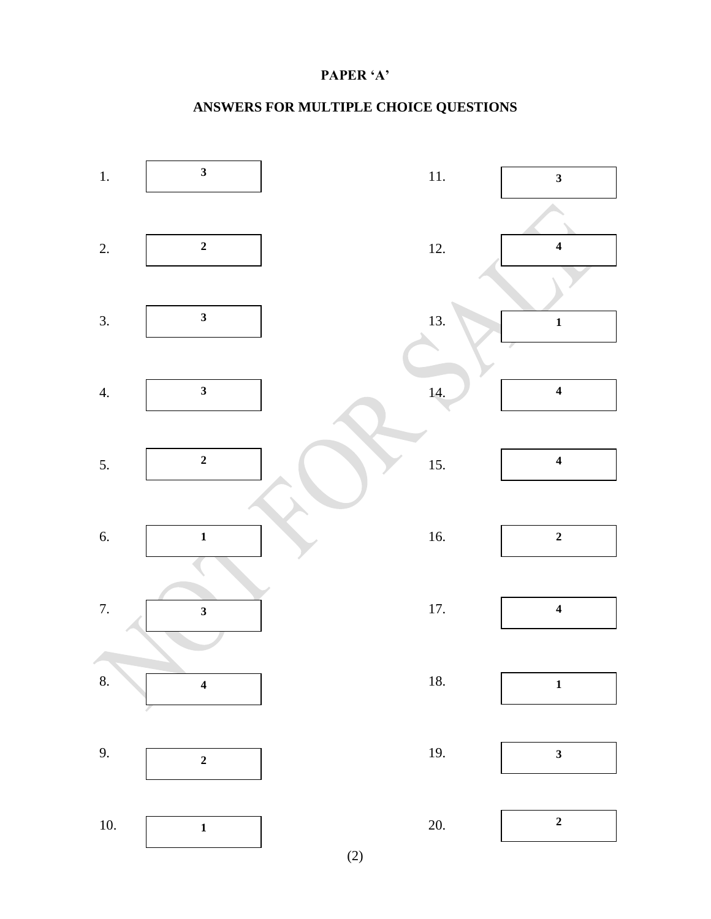**PAPER 'A'**

**ANSWERS FOR MULTIPLE CHOICE QUESTIONS**

| Question | Answer | Question | Answer |
|---|---|---|---|
| 1. | 3 | 11. | 3 |
| 2. | 2 | 12. | 4 |
| 3. | 3 | 13. | 1 |
| 4. | 3 | 14. | 4 |
| 5. | 2 | 15. | 4 |
| 6. | 1 | 16. | 2 |
| 7. | 3 | 17. | 4 |
| 8. | 4 | 18. | 1 |
| 9. | 2 | 19. | 3 |
| 10. | 1 | 20. | 2 |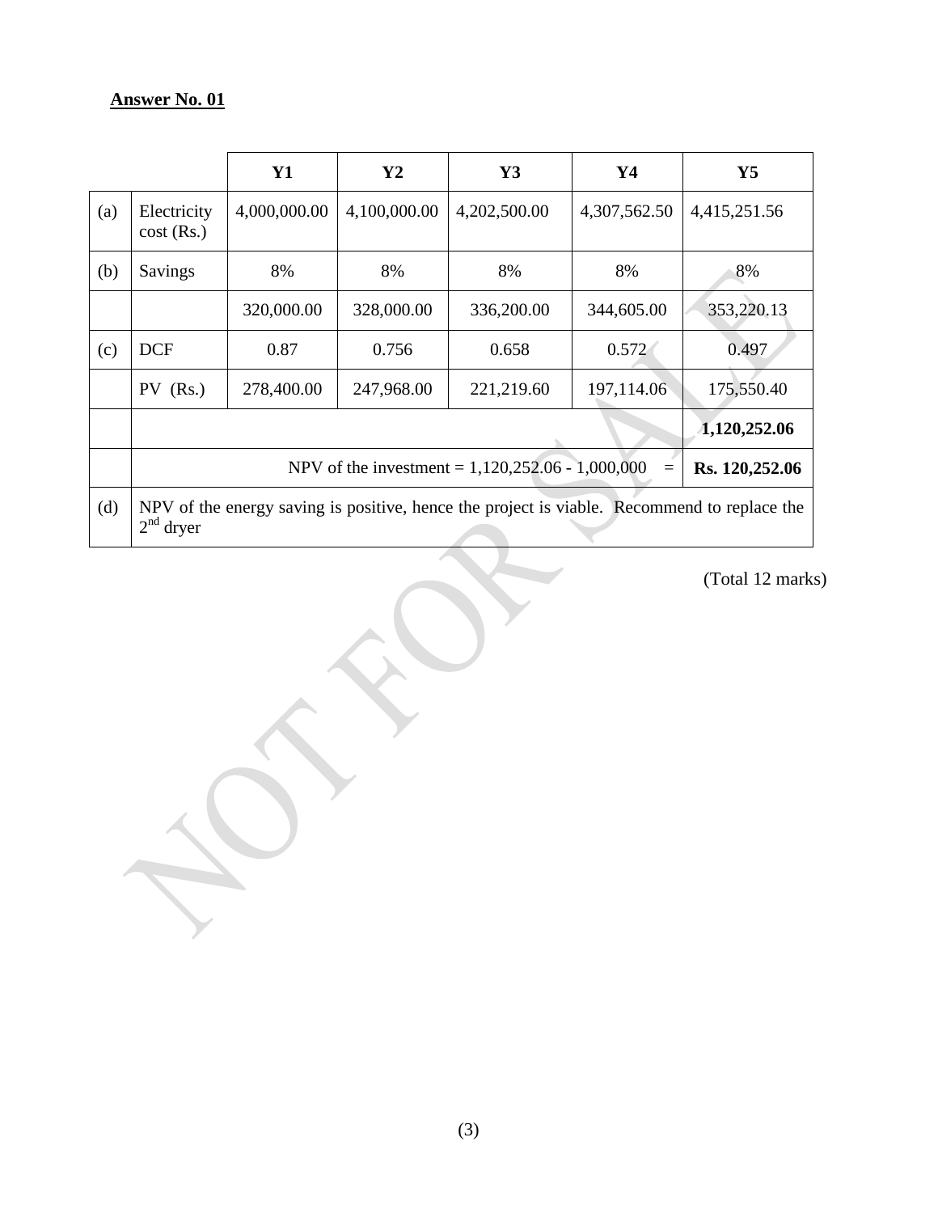**Answer No. 01**

| | | Y1 | Y2 | Y3 | Y4 | Y5 |
|---|---|---|---|---|---|---|
| (a) | Electricity cost (Rs.) | 4,000,000.00 | 4,100,000.00 | 4,202,500.00 | 4,307,562.50 | 4,415,251.56 |
| (b) | Savings | 8% | 8% | 8% | 8% | 8% |
| | | 320,000.00 | 328,000.00 | 336,200.00 | 344,605.00 | 353,220.13 |
| (c) | DCF | 0.87 | 0.756 | 0.658 | 0.572 | 0.497 |
| | PV (Rs.) | 278,400.00 | 247,968.00 | 221,219.60 | 197,114.06 | 175,550.40 |
| | | | | | | **1,120,252.06** |
| | NPV of the investment = 1,120,252.06 - 1,000,000 = | | | | | **Rs. 120,252.06** |
| (d) | NPV of the energy saving is positive, hence the project is viable. Recommend to replace the 2nd dryer | | | | | |

(Total 12 marks)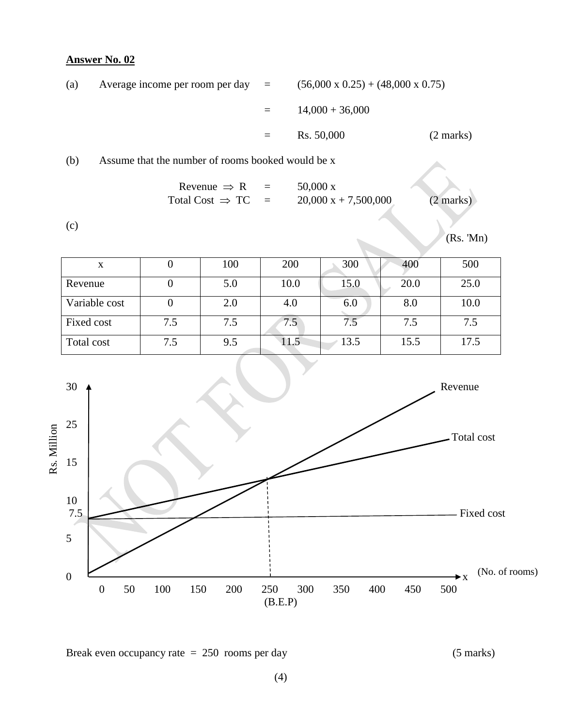**Answer No. 02**

(a) Average income per room per day = (56,000 x 0.25) + (48,000 x 0.75)

= 14,000 + 36,000

= Rs. 50,000 (2 marks)

(b) Assume that the number of rooms booked would be x

Revenue $\Rightarrow$ R = 50,000 x

Total Cost $\Rightarrow$ TC = 20,000 x + 7,500,000 (2 marks)

(c)

(Rs. 'Mn)

| x | 0 | 100 | 200 | 300 | 400 | 500 |
|---|---|---|---|---|---|---|
| Revenue | 0 | 5.0 | 10.0 | 15.0 | 20.0 | 25.0 |
| Variable cost | 0 | 2.0 | 4.0 | 6.0 | 8.0 | 10.0 |
| Fixed cost | 7.5 | 7.5 | 7.5 | 7.5 | 7.5 | 7.5 |
| Total cost | 7.5 | 9.5 | 11.5 | 13.5 | 15.5 | 17.5 |

Break even occupancy rate = 250 rooms per day (5 marks)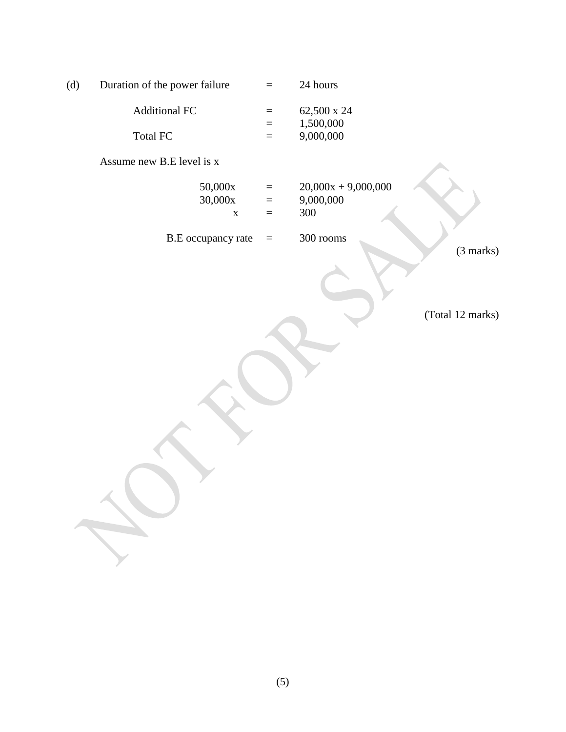(d) Duration of the power failure = 24 hours

Additional FC = 62,500 x 24
= 1,500,000

Total FC = 9,000,000

Assume new B.E level is x

$$50{,}000x = 20{,}000x + 9{,}000{,}000$$
$$30{,}000x = 9{,}000{,}000$$
$$x = 300$$

B.E occupancy rate = 300 rooms

(3 marks)

(Total 12 marks)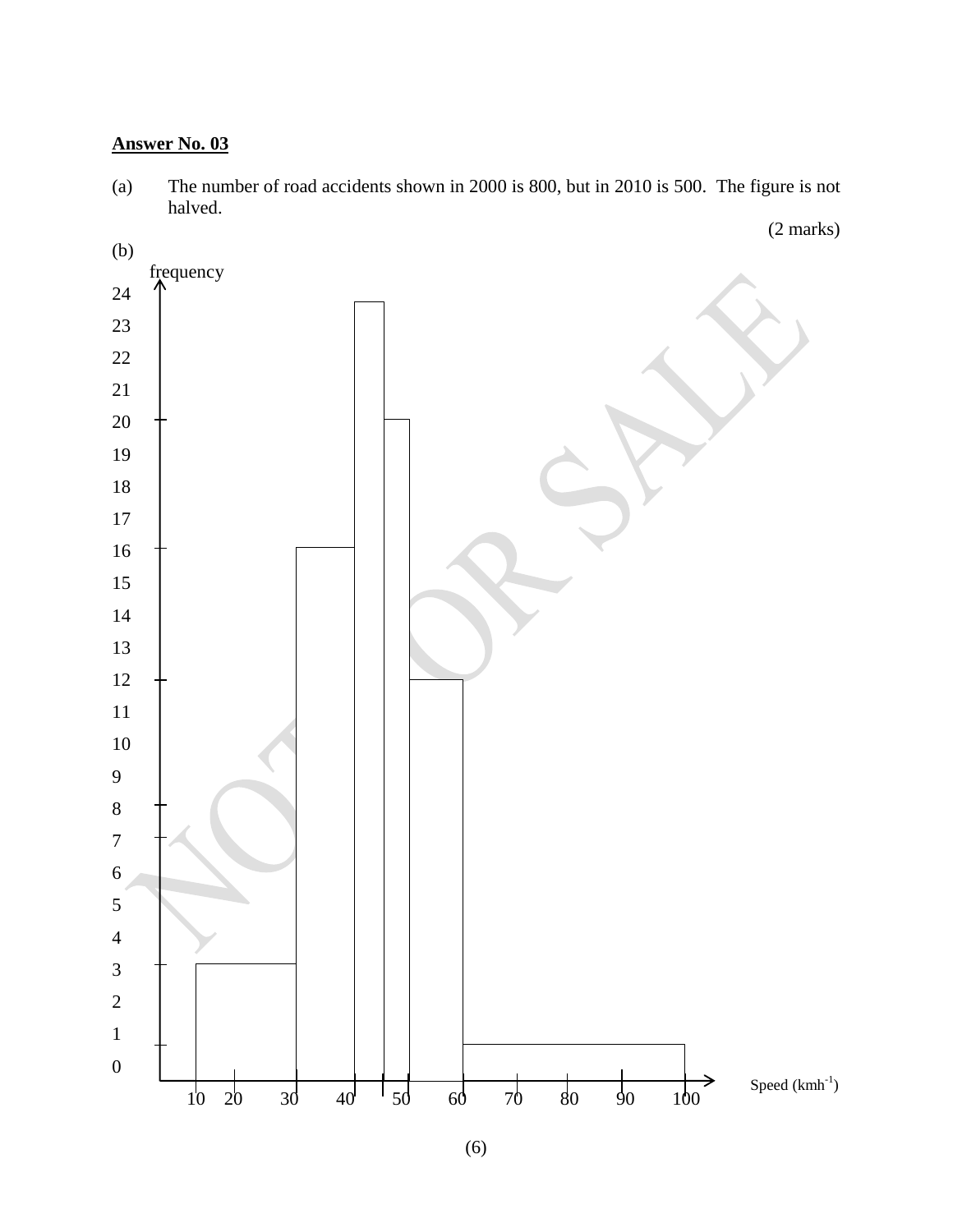**Answer No. 03**

(a) The number of road accidents shown in 2000 is 800, but in 2010 is 500. The figure is not halved.

(2 marks)

(b)

frequency

24
23
22
21
20
19
18
17
16
15
14
13
12
11
10
9
8
7
6
5
4
3
2
1
0

10 20 30 40 50 60 70 80 90 100

Speed ($kmh^{-1}$)

(6)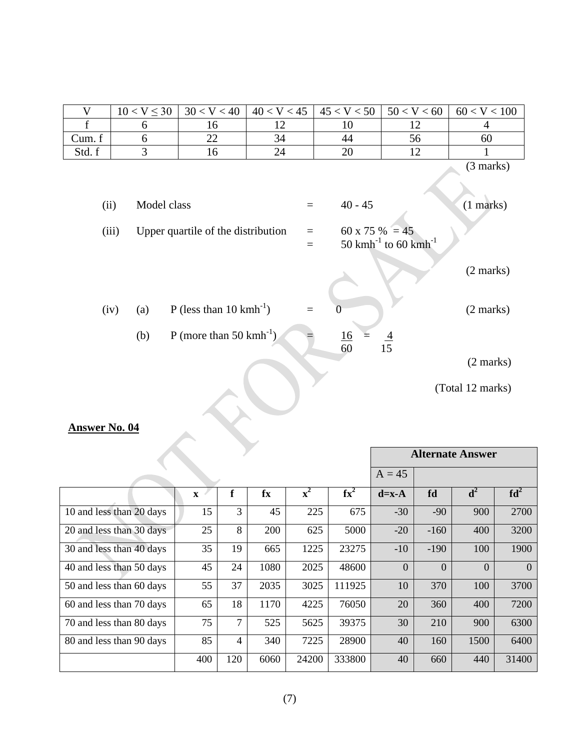| V | $10 < V \leq 30$ | $30 < V < 40$ | $40 < V < 45$ | $45 < V < 50$ | $50 < V < 60$ | $60 < V < 100$ |
|---|---|---|---|---|---|---|
| f | 6 | 16 | 12 | 10 | 12 | 4 |
| Cum. f | 6 | 22 | 34 | 44 | 56 | 60 |
| Std. f | 3 | 16 | 24 | 20 | 12 | 1 |

(3 marks)

(ii) Model class = 40 - 45 (1 marks)

(iii) Upper quartile of the distribution = 60 x 75 % = 45
= 50 $kmh^{-1}$ to 60 $kmh^{-1}$

(2 marks)

(iv) (a) P (less than 10 $kmh^{-1}$) = 0 (2 marks)

(b) P (more than 50 $kmh^{-1}$) = $\frac{16}{60} = \frac{4}{15}$

(2 marks)

(Total 12 marks)

**Answer No. 04**

| | | | | | | Alternate Answer | | | |
|---|---|---|---|---|---|---|---|---|---|
| | | | | | | A = 45 | | | |
| | x | f | fx | $x^2$ | $fx^2$ | d=x-A | fd | $d^2$ | $fd^2$ |
| 10 and less than 20 days | 15 | 3 | 45 | 225 | 675 | -30 | -90 | 900 | 2700 |
| 20 and less than 30 days | 25 | 8 | 200 | 625 | 5000 | -20 | -160 | 400 | 3200 |
| 30 and less than 40 days | 35 | 19 | 665 | 1225 | 23275 | -10 | -190 | 100 | 1900 |
| 40 and less than 50 days | 45 | 24 | 1080 | 2025 | 48600 | 0 | 0 | 0 | 0 |
| 50 and less than 60 days | 55 | 37 | 2035 | 3025 | 111925 | 10 | 370 | 100 | 3700 |
| 60 and less than 70 days | 65 | 18 | 1170 | 4225 | 76050 | 20 | 360 | 400 | 7200 |
| 70 and less than 80 days | 75 | 7 | 525 | 5625 | 39375 | 30 | 210 | 900 | 6300 |
| 80 and less than 90 days | 85 | 4 | 340 | 7225 | 28900 | 40 | 160 | 1500 | 6400 |
| | 400 | 120 | 6060 | 24200 | 333800 | 40 | 660 | 440 | 31400 |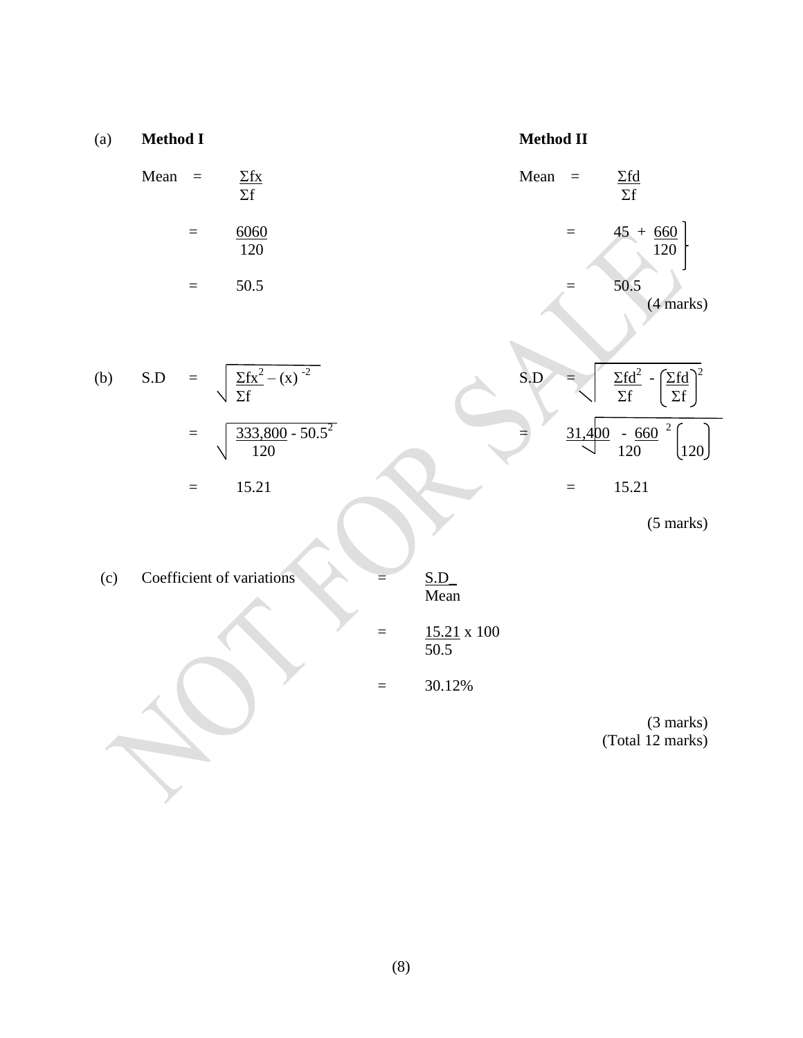(a) **Method I**

$$\text{Mean} = \frac{\Sigma fx}{\Sigma f}$$

$$= \frac{6060}{120}$$

$$= 50.5$$

**Method II**

$$\text{Mean} = \frac{\Sigma fd}{\Sigma f}$$

$$= \left[45 + \frac{660}{120}\right]$$

$$= 50.5$$

(4 marks)

(b)

$$\text{S.D} = \sqrt{\frac{\Sigma fx^2}{\Sigma f} - (x)^{-2}}$$

$$= \sqrt{\frac{333{,}800}{120} - 50.5^2}$$

$$= 15.21$$

$$\text{S.D} = \sqrt{\frac{\Sigma fd^2}{\Sigma f} - \left(\frac{\Sigma fd}{\Sigma f}\right)^2}$$

$$= \sqrt{\frac{31{,}400}{120} - \left(\frac{660}{120}\right)^2}$$

$$= 15.21$$

(5 marks)

(c)

$$\text{Coefficient of variations} = \frac{\text{S.D}}{\text{Mean}}$$

$$= \frac{15.21}{50.5} \times 100$$

$$= 30.12\%$$

(3 marks)
(Total 12 marks)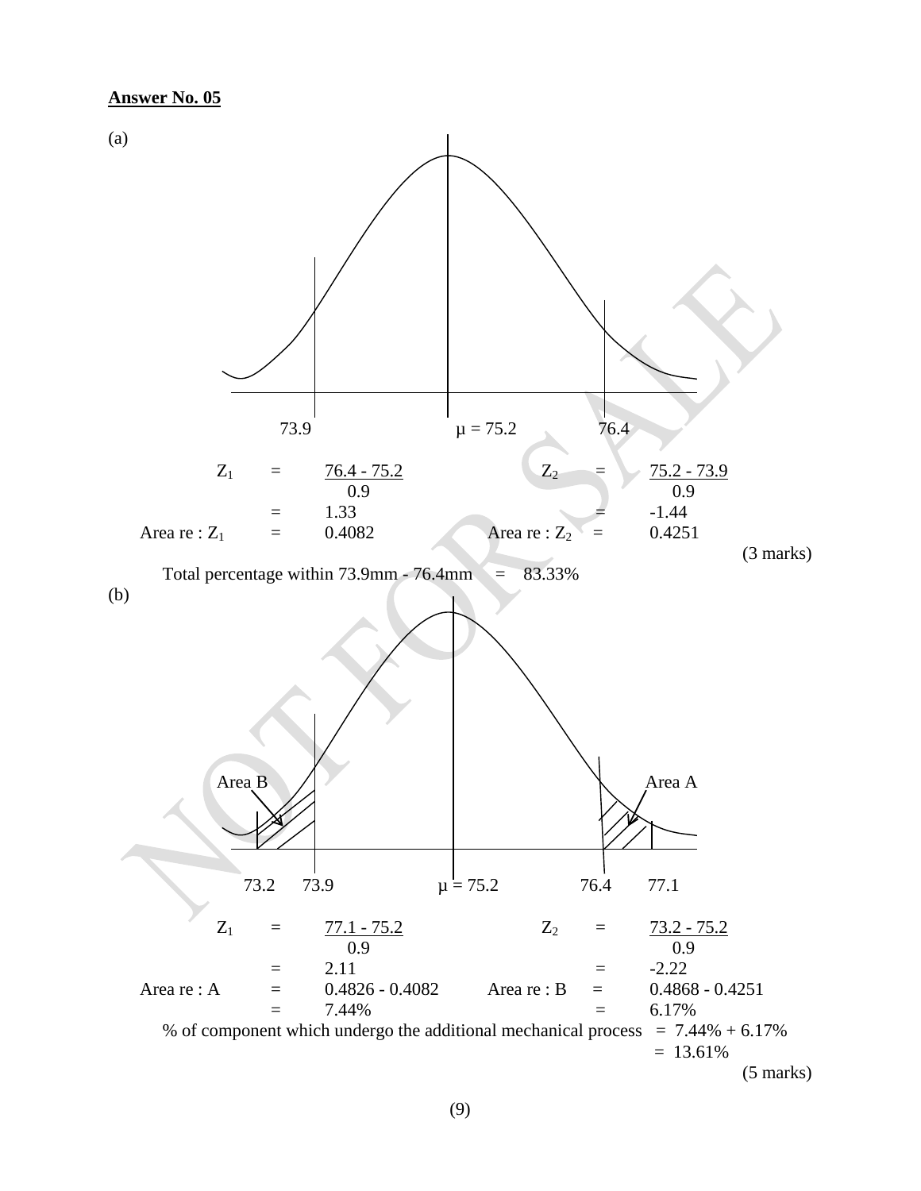**Answer No. 05**

(a)

73.9 μ = 75.2 76.4

$Z_1 = \dfrac{76.4 - 75.2}{0.9}$ $\quad Z_2 = \dfrac{75.2 - 73.9}{0.9}$

$= 1.33$ $\quad = -1.44$

Area re : $Z_1$ = 0.4082 $\quad$ Area re : $Z_2$ = 0.4251

(3 marks)

Total percentage within 73.9mm - 76.4mm = 83.33%

(b)

Area B Area A

73.2 73.9 μ = 75.2 76.4 77.1

$Z_1 = \dfrac{77.1 - 75.2}{0.9}$ $\quad Z_2 = \dfrac{73.2 - 75.2}{0.9}$

$= 2.11$ $\quad = -2.22$

Area re : A = 0.4826 - 0.4082 $\quad$ Area re : B = 0.4868 - 0.4251

= 7.44% $\quad$ = 6.17%

% of component which undergo the additional mechanical process = 7.44% + 6.17%

= 13.61%

(5 marks)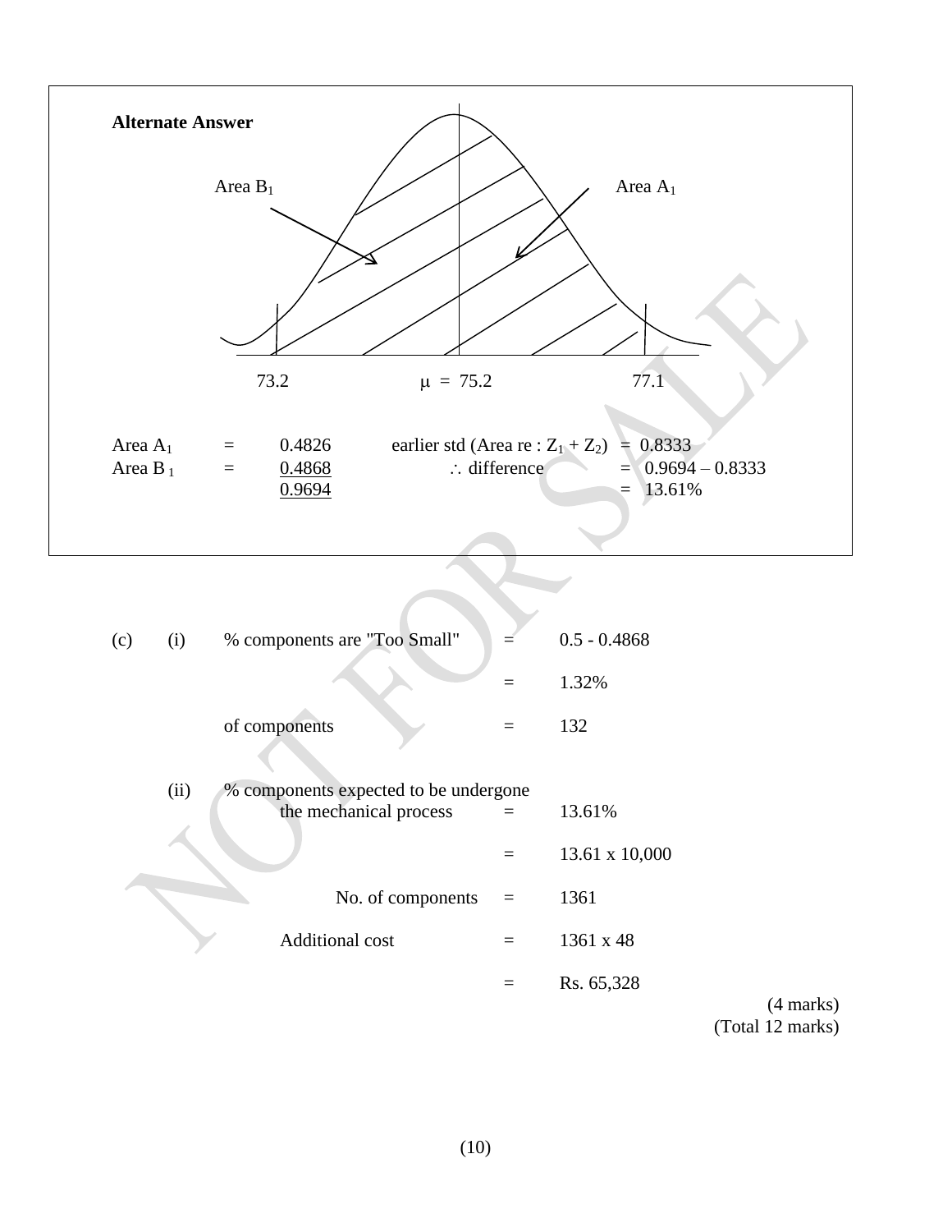**Alternate Answer**

Area $B_1$ | Area $A_1$

73.2 | $\mu$ = 75.2 | 77.1

| | | | | | |
|---|---|---|---|---|---|
| Area $A_1$ | = | 0.4826 | earlier std (Area re : $Z_1 + Z_2$) | = | 0.8333 |
| Area $B_1$ | = | 0.4868 | $\therefore$ difference | = | 0.9694 – 0.8333 |
| | | 0.9694 | | = | 13.61% |

(c) (i) % components are "Too Small" = 0.5 - 0.4868

= 1.32%

of components = 132

(ii) % components expected to be undergone the mechanical process = 13.61%

= 13.61 x 10,000

No. of components = 1361

Additional cost = 1361 x 48

= Rs. 65,328

(4 marks)
(Total 12 marks)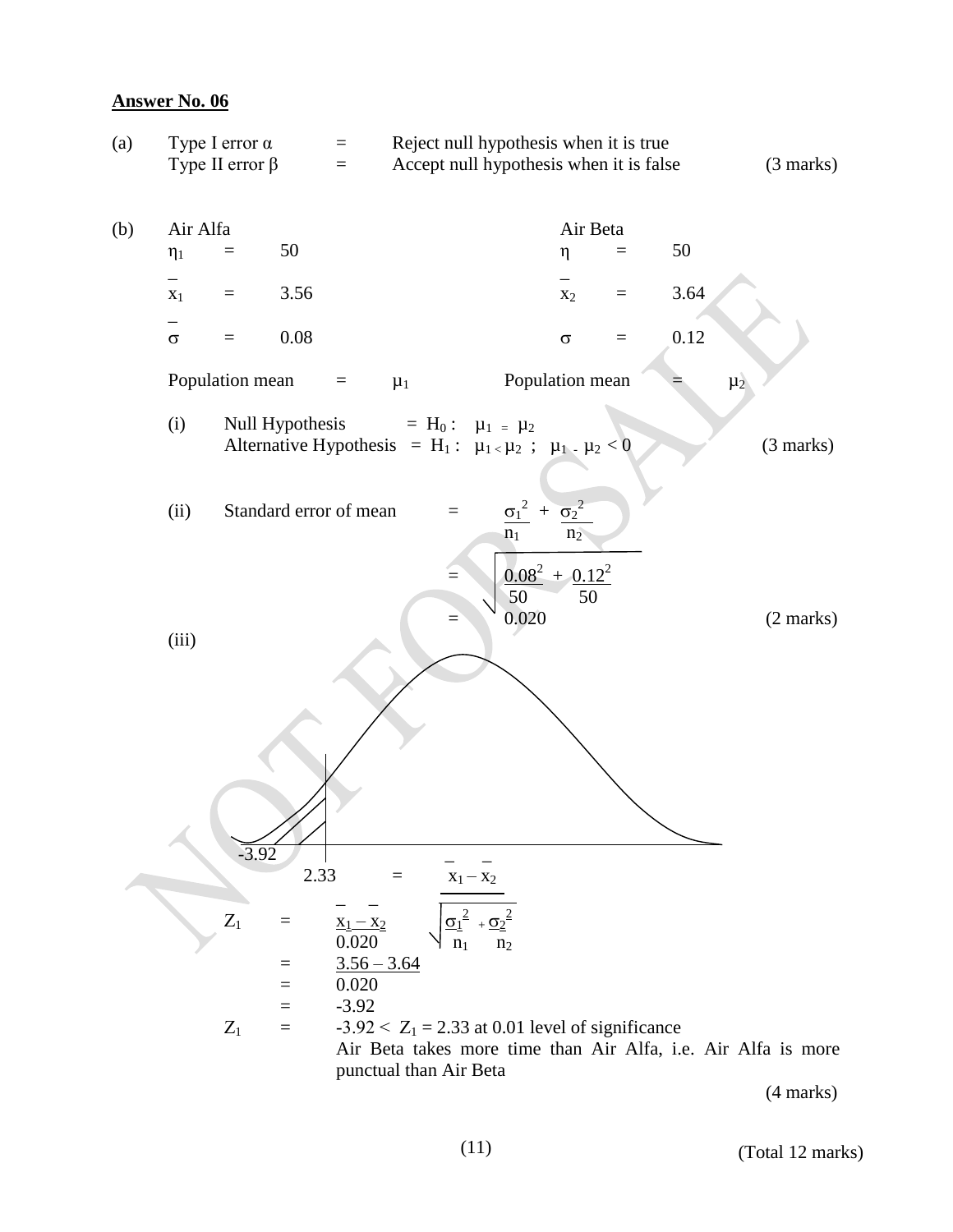**Answer No. 06**

(a) Type I error $\alpha$ = Reject null hypothesis when it is true
Type II error $\beta$ = Accept null hypothesis when it is false (3 marks)

(b)

| Air Alfa | | Air Beta | |
|---|---|---|---|
| $\eta_1$ = | 50 | $\eta$ = | 50 |
| $\bar{x}_1$ = | 3.56 | $\bar{x}_2$ = | 3.64 |
| $\bar{\sigma}$ = | 0.08 | $\sigma$ = | 0.12 |
| Population mean = | $\mu_1$ | Population mean = | $\mu_2$ |

(i) Null Hypothesis = $H_0 : \mu_1 = \mu_2$
Alternative Hypothesis = $H_1 : \mu_1 < \mu_2$ ; $\mu_1 - \mu_2 < 0$ (3 marks)

(ii) Standard error of mean $= \dfrac{\sigma_1^2}{n_1} + \dfrac{\sigma_2^2}{n_2}$

$$= \sqrt{\frac{0.08^2}{50} + \frac{0.12^2}{50}}$$

$$= 0.020$$ (2 marks)

(iii)

-3.92

$2.33 = \dfrac{\bar{x}_1 - \bar{x}_2}{\sqrt{\dfrac{\sigma_1^2}{n_1} + \dfrac{\sigma_2^2}{n_2}}}$

$Z_1 = \dfrac{\bar{x}_1 - \bar{x}_2}{0.020}$

$= \dfrac{3.56 - 3.64}{0.020}$

$= -3.92$

$Z_1 = -3.92 < Z_1 = 2.33$ at 0.01 level of significance

Air Beta takes more time than Air Alfa, i.e. Air Alfa is more punctual than Air Beta

(4 marks)

(Total 12 marks)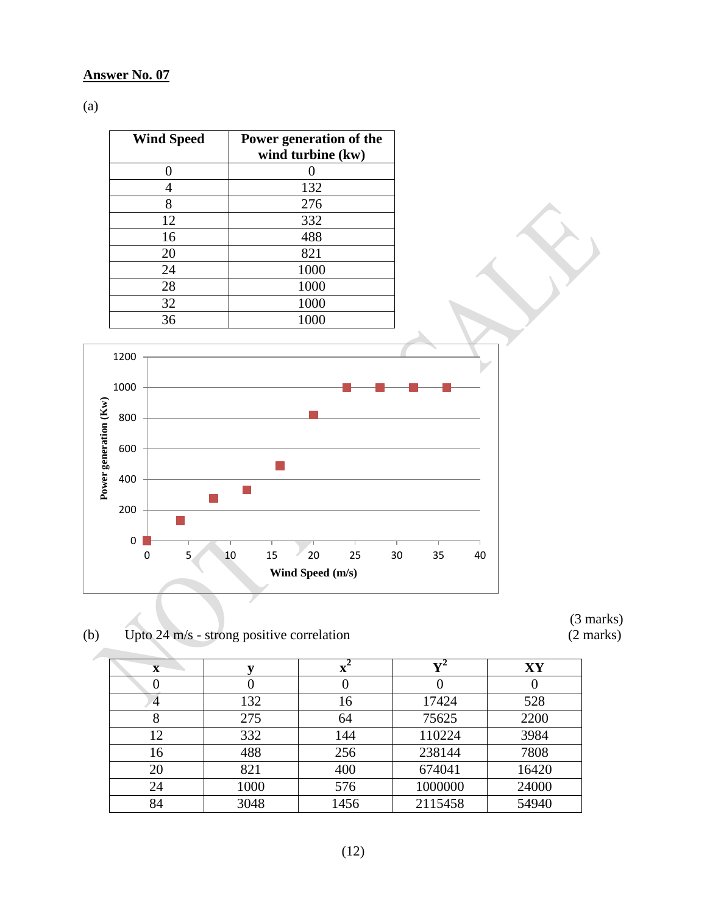**Answer No. 07**

(a)

| Wind Speed | Power generation of the wind turbine (kw) |
|---|---|
| 0 | 0 |
| 4 | 132 |
| 8 | 276 |
| 12 | 332 |
| 16 | 488 |
| 20 | 821 |
| 24 | 1000 |
| 28 | 1000 |
| 32 | 1000 |
| 36 | 1000 |

(3 marks)

(b) Upto 24 m/s - strong positive correlation (2 marks)

| x | y | $x^2$ | $Y^2$ | XY |
|---|---|---|---|---|
| 0 | 0 | 0 | 0 | 0 |
| 4 | 132 | 16 | 17424 | 528 |
| 8 | 275 | 64 | 75625 | 2200 |
| 12 | 332 | 144 | 110224 | 3984 |
| 16 | 488 | 256 | 238144 | 7808 |
| 20 | 821 | 400 | 674041 | 16420 |
| 24 | 1000 | 576 | 1000000 | 24000 |
| 84 | 3048 | 1456 | 2115458 | 54940 |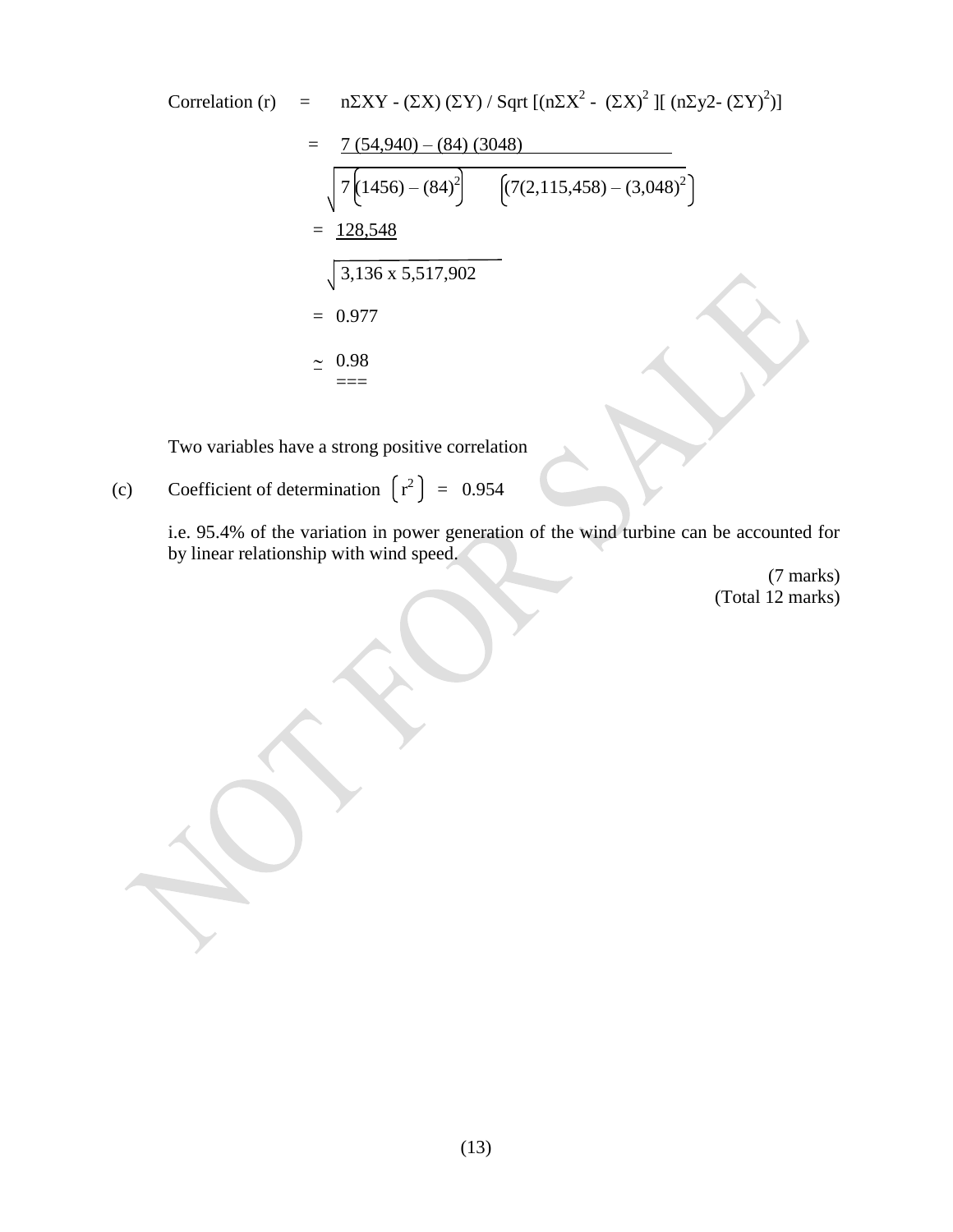Correlation (r) $= n\Sigma XY - (\Sigma X)(\Sigma Y) / \text{Sqrt}\,[(n\Sigma X^2 - (\Sigma X)^2][(n\Sigma y2 - (\Sigma Y)^2)]$

$$= \frac{7\,(54{,}940) - (84)\,(3048)}{\sqrt{7\left(1456\right) - (84)^2 \quad \left(7(2{,}115{,}458) - (3{,}048)^2\right)}}$$

$$= \frac{128{,}548}{\sqrt{3{,}136 \times 5{,}517{,}902}}$$

$$= 0.977$$

$$\simeq 0.98$$

Two variables have a strong positive correlation

(c) Coefficient of determination $\left(r^2\right) = 0.954$

i.e. 95.4% of the variation in power generation of the wind turbine can be accounted for by linear relationship with wind speed.

(7 marks)
(Total 12 marks)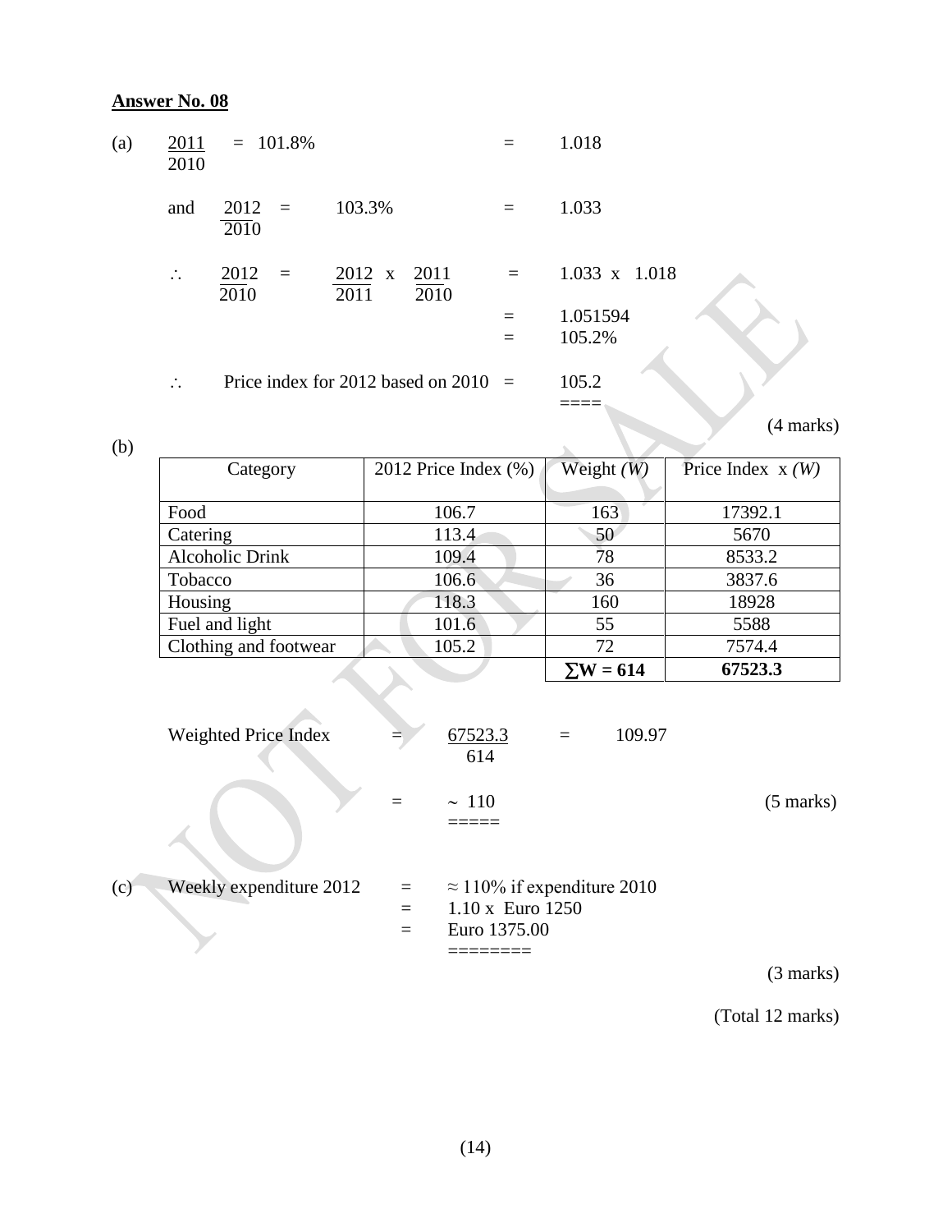**Answer No. 08**

(a) $\frac{2011}{2010} = 101.8\% = 1.018$

and $\frac{2012}{2011} = 103.3\% = 1.033$

$\therefore \frac{2012}{2010} = \frac{2012}{2011} \times \frac{2011}{2010} = 1.033 \times 1.018$

$= 1.051594$

$= 105.2\%$

$\therefore$ Price index for 2012 based on 2010 $= 105.2$

(4 marks)

(b)

| Category | 2012 Price Index (%) | Weight *(W)* | Price Index x *(W)* |
|---|---|---|---|
| Food | 106.7 | 163 | 17392.1 |
| Catering | 113.4 | 50 | 5670 |
| Alcoholic Drink | 109.4 | 78 | 8533.2 |
| Tobacco | 106.6 | 36 | 3837.6 |
| Housing | 118.3 | 160 | 18928 |
| Fuel and light | 101.6 | 55 | 5588 |
| Clothing and footwear | 105.2 | 72 | 7574.4 |
| | | **$\sum W = 614$** | **67523.3** |

Weighted Price Index $= \frac{67523.3}{614} = 109.97$

$= \sim 110$

(5 marks)

(c) Weekly expenditure 2012 $= \approx 110\%$ if expenditure 2010

$= 1.10 \times$ Euro 1250

$=$ Euro 1375.00

(3 marks)

(Total 12 marks)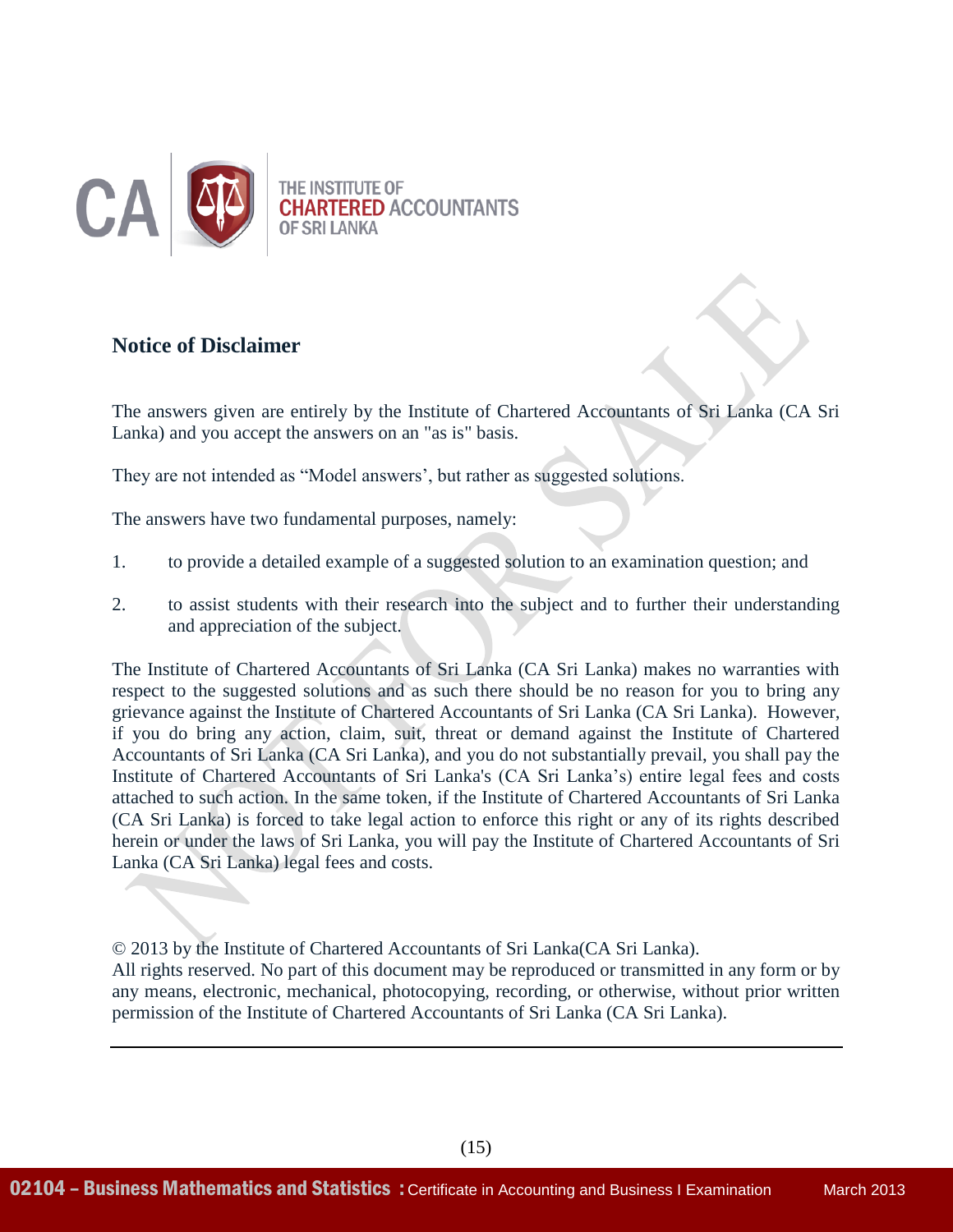THE INSTITUTE OF CHARTERED ACCOUNTANTS OF SRI LANKA

## Notice of Disclaimer

The answers given are entirely by the Institute of Chartered Accountants of Sri Lanka (CA Sri Lanka) and you accept the answers on an "as is" basis.

They are not intended as "Model answers', but rather as suggested solutions.

The answers have two fundamental purposes, namely:

1. to provide a detailed example of a suggested solution to an examination question; and

2. to assist students with their research into the subject and to further their understanding and appreciation of the subject.

The Institute of Chartered Accountants of Sri Lanka (CA Sri Lanka) makes no warranties with respect to the suggested solutions and as such there should be no reason for you to bring any grievance against the Institute of Chartered Accountants of Sri Lanka (CA Sri Lanka). However, if you do bring any action, claim, suit, threat or demand against the Institute of Chartered Accountants of Sri Lanka (CA Sri Lanka), and you do not substantially prevail, you shall pay the Institute of Chartered Accountants of Sri Lanka's (CA Sri Lanka's) entire legal fees and costs attached to such action. In the same token, if the Institute of Chartered Accountants of Sri Lanka (CA Sri Lanka) is forced to take legal action to enforce this right or any of its rights described herein or under the laws of Sri Lanka, you will pay the Institute of Chartered Accountants of Sri Lanka (CA Sri Lanka) legal fees and costs.

© 2013 by the Institute of Chartered Accountants of Sri Lanka(CA Sri Lanka).
All rights reserved. No part of this document may be reproduced or transmitted in any form or by any means, electronic, mechanical, photocopying, recording, or otherwise, without prior written permission of the Institute of Chartered Accountants of Sri Lanka (CA Sri Lanka).